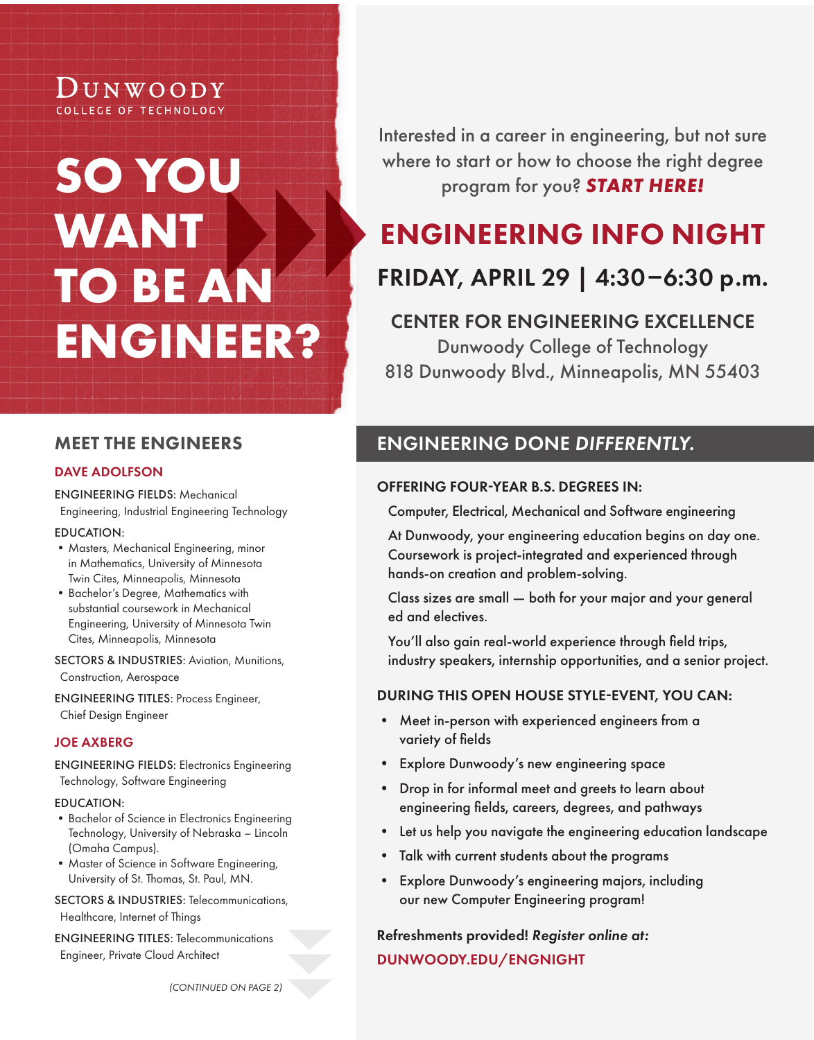DUNWOODY
COLLEGE OF TECHNOLOGY

# SO YOU WANT TO BE AN ENGINEER?

Interested in a career in engineering, but not sure where to start or how to choose the right degree program for you? ***START HERE!***

# ENGINEERING INFO NIGHT

## FRIDAY, APRIL 29 | 4:30–6:30 p.m.

**CENTER FOR ENGINEERING EXCELLENCE**
Dunwoody College of Technology
818 Dunwoody Blvd., Minneapolis, MN 55403

## ENGINEERING DONE *DIFFERENTLY.*

**OFFERING FOUR-YEAR B.S. DEGREES IN:**

Computer, Electrical, Mechanical and Software engineering

At Dunwoody, your engineering education begins on day one. Coursework is project-integrated and experienced through hands-on creation and problem-solving.

Class sizes are small — both for your major and your general ed and electives.

You'll also gain real-world experience through field trips, industry speakers, internship opportunities, and a senior project.

**DURING THIS OPEN HOUSE STYLE-EVENT, YOU CAN:**

- Meet in-person with experienced engineers from a variety of fields
- Explore Dunwoody's new engineering space
- Drop in for informal meet and greets to learn about engineering fields, careers, degrees, and pathways
- Let us help you navigate the engineering education landscape
- Talk with current students about the programs
- Explore Dunwoody's engineering majors, including our new Computer Engineering program!

**Refreshments provided!** ***Register online at:***
**DUNWOODY.EDU/ENGNIGHT**

## MEET THE ENGINEERS

### DAVE ADOLFSON

ENGINEERING FIELDS: Mechanical Engineering, Industrial Engineering Technology

EDUCATION:

- Masters, Mechanical Engineering, minor in Mathematics, University of Minnesota Twin Cities, Minneapolis, Minnesota
- Bachelor's Degree, Mathematics with substantial coursework in Mechanical Engineering, University of Minnesota Twin Cites, Minneapolis, Minnesota

SECTORS & INDUSTRIES: Aviation, Munitions, Construction, Aerospace

ENGINEERING TITLES: Process Engineer, Chief Design Engineer

### JOE AXBERG

ENGINEERING FIELDS: Electronics Engineering Technology, Software Engineering

EDUCATION:

- Bachelor of Science in Electronics Engineering Technology, University of Nebraska – Lincoln (Omaha Campus).
- Master of Science in Software Engineering, University of St. Thomas, St. Paul, MN.

SECTORS & INDUSTRIES: Telecommunications, Healthcare, Internet of Things

ENGINEERING TITLES: Telecommunications Engineer, Private Cloud Architect

*(CONTINUED ON PAGE 2)*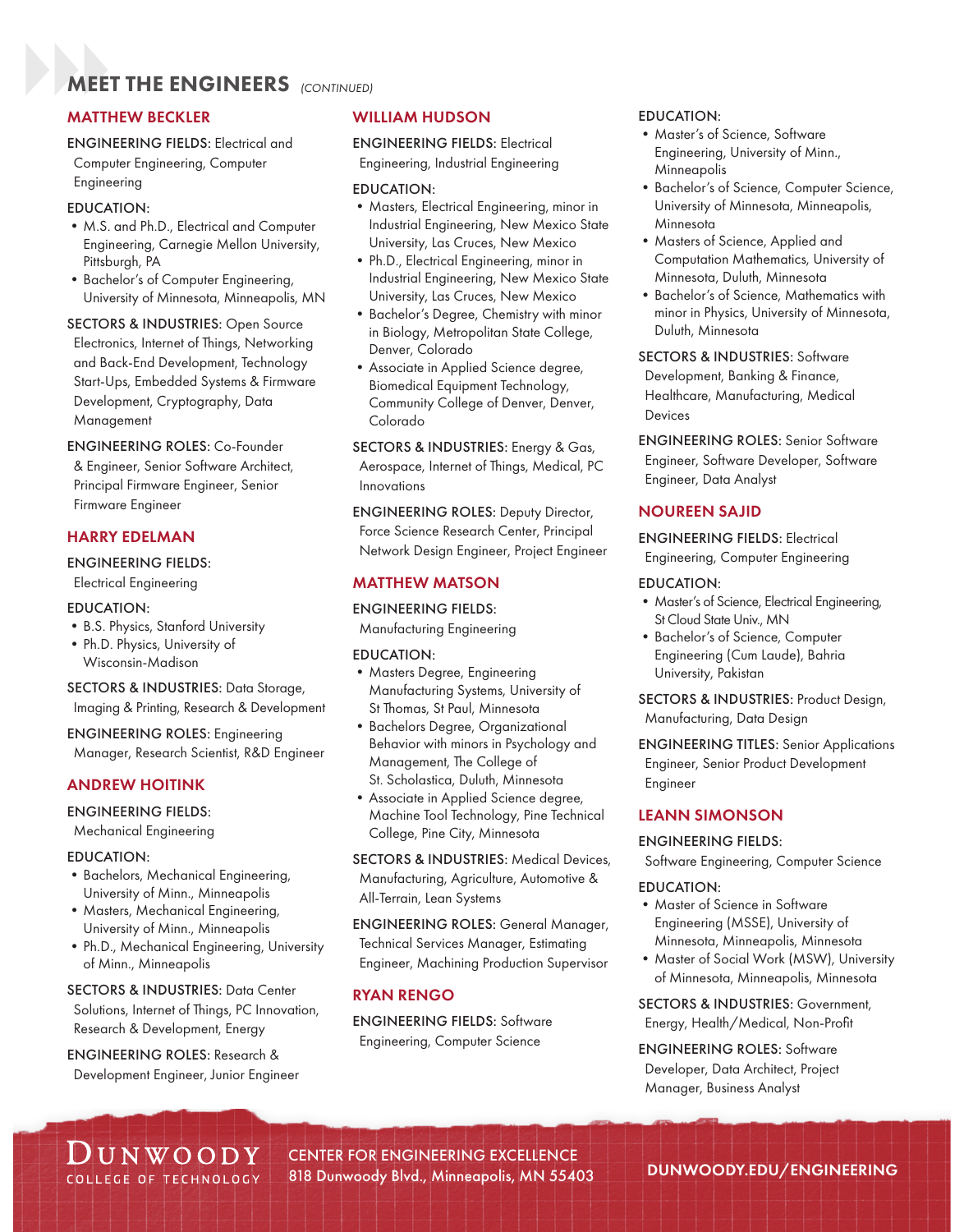# MEET THE ENGINEERS *(CONTINUED)*

## MATTHEW BECKLER

ENGINEERING FIELDS: Electrical and Computer Engineering, Computer Engineering

EDUCATION:

- M.S. and Ph.D., Electrical and Computer Engineering, Carnegie Mellon University, Pittsburgh, PA
- Bachelor's of Computer Engineering, University of Minnesota, Minneapolis, MN

SECTORS & INDUSTRIES: Open Source Electronics, Internet of Things, Networking and Back-End Development, Technology Start-Ups, Embedded Systems & Firmware Development, Cryptography, Data Management

ENGINEERING ROLES: Co-Founder & Engineer, Senior Software Architect, Principal Firmware Engineer, Senior Firmware Engineer

## HARRY EDELMAN

ENGINEERING FIELDS: Electrical Engineering

EDUCATION:

- B.S. Physics, Stanford University
- Ph.D. Physics, University of Wisconsin-Madison

SECTORS & INDUSTRIES: Data Storage, Imaging & Printing, Research & Development

ENGINEERING ROLES: Engineering Manager, Research Scientist, R&D Engineer

## ANDREW HOITINK

ENGINEERING FIELDS: Mechanical Engineering

EDUCATION:

- Bachelors, Mechanical Engineering, University of Minn., Minneapolis
- Masters, Mechanical Engineering, University of Minn., Minneapolis
- Ph.D., Mechanical Engineering, University of Minn., Minneapolis

SECTORS & INDUSTRIES: Data Center Solutions, Internet of Things, PC Innovation, Research & Development, Energy

ENGINEERING ROLES: Research & Development Engineer, Junior Engineer

## WILLIAM HUDSON

ENGINEERING FIELDS: Electrical Engineering, Industrial Engineering

EDUCATION:

- Masters, Electrical Engineering, minor in Industrial Engineering, New Mexico State University, Las Cruces, New Mexico
- Ph.D., Electrical Engineering, minor in Industrial Engineering, New Mexico State University, Las Cruces, New Mexico
- Bachelor's Degree, Chemistry with minor in Biology, Metropolitan State College, Denver, Colorado
- Associate in Applied Science degree, Biomedical Equipment Technology, Community College of Denver, Denver, Colorado

SECTORS & INDUSTRIES: Energy & Gas, Aerospace, Internet of Things, Medical, PC Innovations

ENGINEERING ROLES: Deputy Director, Force Science Research Center, Principal Network Design Engineer, Project Engineer

## MATTHEW MATSON

ENGINEERING FIELDS: Manufacturing Engineering

EDUCATION:

- Masters Degree, Engineering Manufacturing Systems, University of St Thomas, St Paul, Minnesota
- Bachelors Degree, Organizational Behavior with minors in Psychology and Management, The College of St. Scholastica, Duluth, Minnesota
- Associate in Applied Science degree, Machine Tool Technology, Pine Technical College, Pine City, Minnesota

SECTORS & INDUSTRIES: Medical Devices, Manufacturing, Agriculture, Automotive & All-Terrain, Lean Systems

ENGINEERING ROLES: General Manager, Technical Services Manager, Estimating Engineer, Machining Production Supervisor

## RYAN RENGO

ENGINEERING FIELDS: Software Engineering, Computer Science

EDUCATION:

- Master's of Science, Software Engineering, University of Minn., Minneapolis
- Bachelor's of Science, Computer Science, University of Minnesota, Minneapolis, Minnesota
- Masters of Science, Applied and Computation Mathematics, University of Minnesota, Duluth, Minnesota
- Bachelor's of Science, Mathematics with minor in Physics, University of Minnesota, Duluth, Minnesota

SECTORS & INDUSTRIES: Software Development, Banking & Finance, Healthcare, Manufacturing, Medical Devices

ENGINEERING ROLES: Senior Software Engineer, Software Developer, Software Engineer, Data Analyst

## NOUREEN SAJID

ENGINEERING FIELDS: Electrical Engineering, Computer Engineering

EDUCATION:

- Master's of Science, Electrical Engineering, St Cloud State Univ., MN
- Bachelor's of Science, Computer Engineering (Cum Laude), Bahria University, Pakistan

SECTORS & INDUSTRIES: Product Design, Manufacturing, Data Design

ENGINEERING TITLES: Senior Applications Engineer, Senior Product Development Engineer

## LEANN SIMONSON

ENGINEERING FIELDS: Software Engineering, Computer Science

EDUCATION:

- Master of Science in Software Engineering (MSSE), University of Minnesota, Minneapolis, Minnesota
- Master of Social Work (MSW), University of Minnesota, Minneapolis, Minnesota

SECTORS & INDUSTRIES: Government, Energy, Health/Medical, Non-Profit

ENGINEERING ROLES: Software Developer, Data Architect, Project Manager, Business Analyst

DUNWOODY COLLEGE OF TECHNOLOGY

CENTER FOR ENGINEERING EXCELLENCE
818 Dunwoody Blvd., Minneapolis, MN 55403

DUNWOODY.EDU/ENGINEERING